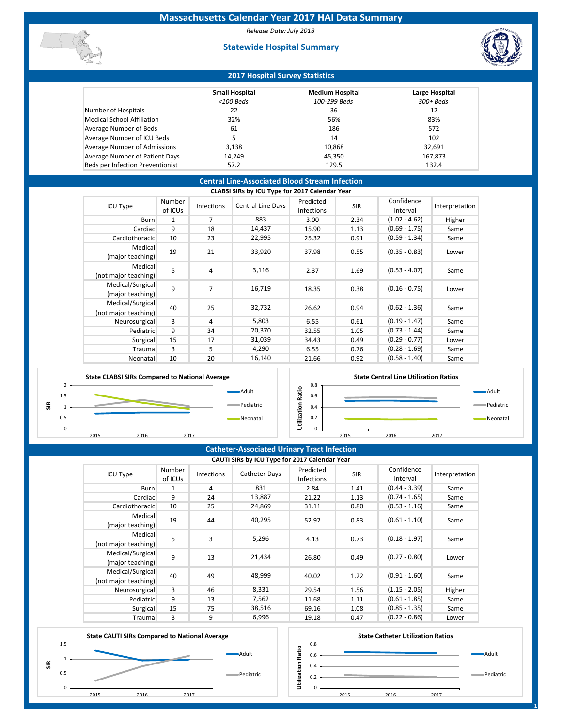# Massachusetts Calendar Year 2017 HAI Data Summary

*Release Date: July 2018*

## Statewide Hospital Summary

### 2017 Hospital Survey Statistics

| | Small Hospital <100 Beds | Medium Hospital 100-299 Beds | Large Hospital 300+ Beds |
|---|---|---|---|
| Number of Hospitals | 22 | 36 | 12 |
| Medical School Affiliation | 32% | 56% | 83% |
| Average Number of Beds | 61 | 186 | 572 |
| Average Number of ICU Beds | 5 | 14 | 102 |
| Average Number of Admissions | 3,138 | 10,868 | 32,691 |
| Average Number of Patient Days | 14,249 | 45,350 | 167,873 |
| Beds per Infection Preventionist | 57.2 | 129.5 | 132.4 |

### Central Line-Associated Blood Stream Infection

**CLABSI SIRs by ICU Type for 2017 Calendar Year**

| ICU Type | Number of ICUs | Infections | Central Line Days | Predicted Infections | SIR | Confidence Interval | Interpretation |
|---|---|---|---|---|---|---|---|
| Burn | 1 | 7 | 883 | 3.00 | 2.34 | (1.02 - 4.62) | Higher |
| Cardiac | 9 | 18 | 14,437 | 15.90 | 1.13 | (0.69 - 1.75) | Same |
| Cardiothoracic | 10 | 23 | 22,995 | 25.32 | 0.91 | (0.59 - 1.34) | Same |
| Medical (major teaching) | 19 | 21 | 33,920 | 37.98 | 0.55 | (0.35 - 0.83) | Lower |
| Medical (not major teaching) | 5 | 4 | 3,116 | 2.37 | 1.69 | (0.53 - 4.07) | Same |
| Medical/Surgical (major teaching) | 9 | 7 | 16,719 | 18.35 | 0.38 | (0.16 - 0.75) | Lower |
| Medical/Surgical (not major teaching) | 40 | 25 | 32,732 | 26.62 | 0.94 | (0.62 - 1.36) | Same |
| Neurosurgical | 3 | 4 | 5,803 | 6.55 | 0.61 | (0.19 - 1.47) | Same |
| Pediatric | 9 | 34 | 20,370 | 32.55 | 1.05 | (0.73 - 1.44) | Same |
| Surgical | 15 | 17 | 31,039 | 34.43 | 0.49 | (0.29 - 0.77) | Lower |
| Trauma | 3 | 5 | 4,290 | 6.55 | 0.76 | (0.28 - 1.69) | Same |
| Neonatal | 10 | 20 | 16,140 | 21.66 | 0.92 | (0.58 - 1.40) | Same |

**State CLABSI SIRs Compared to National Average**

**State Central Line Utilization Ratios**

### Catheter-Associated Urinary Tract Infection

**CAUTI SIRs by ICU Type for 2017 Calendar Year**

| ICU Type | Number of ICUs | Infections | Catheter Days | Predicted Infections | SIR | Confidence Interval | Interpretation |
|---|---|---|---|---|---|---|---|
| Burn | 1 | 4 | 831 | 2.84 | 1.41 | (0.44 - 3.39) | Same |
| Cardiac | 9 | 24 | 13,887 | 21.22 | 1.13 | (0.74 - 1.65) | Same |
| Cardiothoracic | 10 | 25 | 24,869 | 31.11 | 0.80 | (0.53 - 1.16) | Same |
| Medical (major teaching) | 19 | 44 | 40,295 | 52.92 | 0.83 | (0.61 - 1.10) | Same |
| Medical (not major teaching) | 5 | 3 | 5,296 | 4.13 | 0.73 | (0.18 - 1.97) | Same |
| Medical/Surgical (major teaching) | 9 | 13 | 21,434 | 26.80 | 0.49 | (0.27 - 0.80) | Lower |
| Medical/Surgical (not major teaching) | 40 | 49 | 48,999 | 40.02 | 1.22 | (0.91 - 1.60) | Same |
| Neurosurgical | 3 | 46 | 8,331 | 29.54 | 1.56 | (1.15 - 2.05) | Higher |
| Pediatric | 9 | 13 | 7,562 | 11.68 | 1.11 | (0.61 - 1.85) | Same |
| Surgical | 15 | 75 | 38,516 | 69.16 | 1.08 | (0.85 - 1.35) | Same |
| Trauma | 3 | 9 | 6,996 | 19.18 | 0.47 | (0.22 - 0.86) | Lower |

**State CAUTI SIRs Compared to National Average**

**State Catheter Utilization Ratios**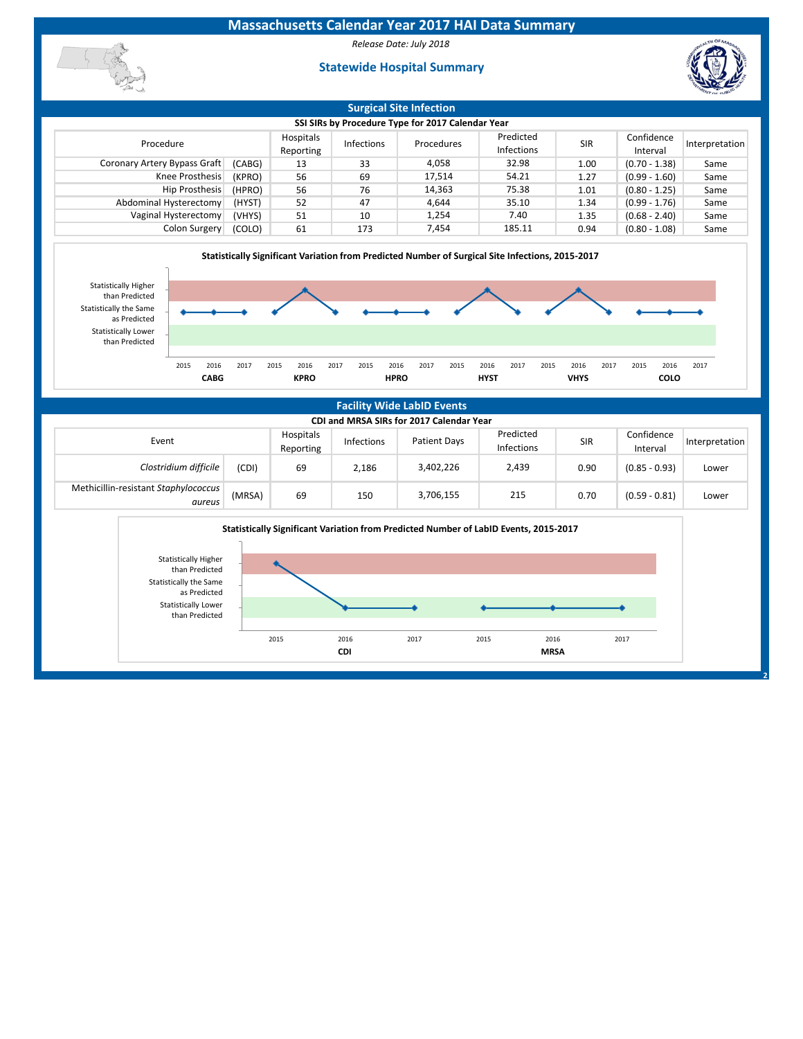# Massachusetts Calendar Year 2017 HAI Data Summary

*Release Date: July 2018*

## Statewide Hospital Summary

## Surgical Site Infection

### SSI SIRs by Procedure Type for 2017 Calendar Year

| Procedure | | Hospitals Reporting | Infections | Procedures | Predicted Infections | SIR | Confidence Interval | Interpretation |
|---|---|---|---|---|---|---|---|---|
| Coronary Artery Bypass Graft | (CABG) | 13 | 33 | 4,058 | 32.98 | 1.00 | (0.70 - 1.38) | Same |
| Knee Prosthesis | (KPRO) | 56 | 69 | 17,514 | 54.21 | 1.27 | (0.99 - 1.60) | Same |
| Hip Prosthesis | (HPRO) | 56 | 76 | 14,363 | 75.38 | 1.01 | (0.80 - 1.25) | Same |
| Abdominal Hysterectomy | (HYST) | 52 | 47 | 4,644 | 35.10 | 1.34 | (0.99 - 1.76) | Same |
| Vaginal Hysterectomy | (VHYS) | 51 | 10 | 1,254 | 7.40 | 1.35 | (0.68 - 2.40) | Same |
| Colon Surgery | (COLO) | 61 | 173 | 7,454 | 185.11 | 0.94 | (0.80 - 1.08) | Same |

**Statistically Significant Variation from Predicted Number of Surgical Site Infections, 2015-2017**

Statistically Higher than Predicted
Statistically the Same as Predicted
Statistically Lower than Predicted

2015 2016 2017 — CABG
2015 2016 2017 — KPRO
2015 2016 2017 — HPRO
2015 2016 2017 — HYST
2015 2016 2017 — VHYS
2015 2016 2017 — COLO

## Facility Wide LabID Events

### CDI and MRSA SIRs for 2017 Calendar Year

| Event | | Hospitals Reporting | Infections | Patient Days | Predicted Infections | SIR | Confidence Interval | Interpretation |
|---|---|---|---|---|---|---|---|---|
| *Clostridium difficile* | (CDI) | 69 | 2,186 | 3,402,226 | 2,439 | 0.90 | (0.85 - 0.93) | Lower |
| Methicillin-resistant *Staphylococcus aureus* | (MRSA) | 69 | 150 | 3,706,155 | 215 | 0.70 | (0.59 - 0.81) | Lower |

**Statistically Significant Variation from Predicted Number of LabID Events, 2015-2017**

Statistically Higher than Predicted
Statistically the Same as Predicted
Statistically Lower than Predicted

2015 2016 2017 — CDI
2015 2016 2017 — MRSA